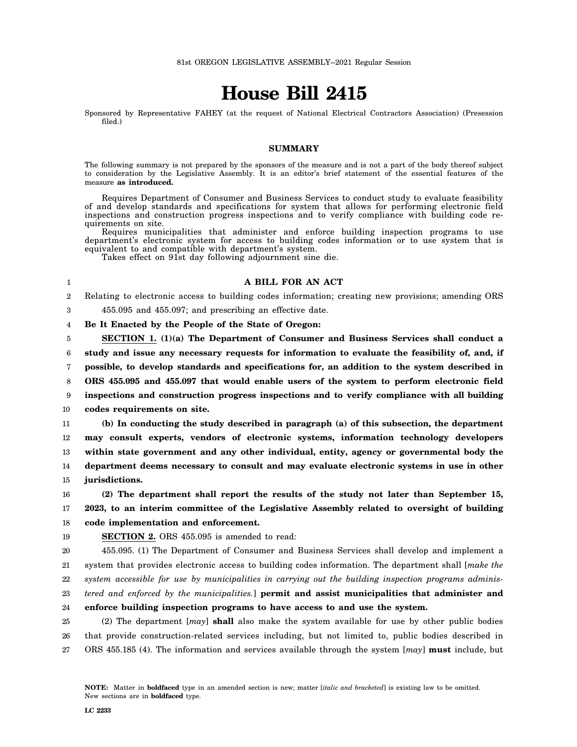81st OREGON LEGISLATIVE ASSEMBLY--2021 Regular Session

# House Bill 2415

Sponsored by Representative FAHEY (at the request of National Electrical Contractors Association) (Presession filed.)

## SUMMARY

The following summary is not prepared by the sponsors of the measure and is not a part of the body thereof subject to consideration by the Legislative Assembly. It is an editor's brief statement of the essential features of the measure **as introduced.**

Requires Department of Consumer and Business Services to conduct study to evaluate feasibility of and develop standards and specifications for system that allows for performing electronic field inspections and construction progress inspections and to verify compliance with building code requirements on site.

Requires municipalities that administer and enforce building inspection programs to use department's electronic system for access to building codes information or to use system that is equivalent to and compatible with department's system.

Takes effect on 91st day following adjournment sine die.

**A BILL FOR AN ACT**

Relating to electronic access to building codes information; creating new provisions; amending ORS 455.095 and 455.097; and prescribing an effective date.

**Be It Enacted by the People of the State of Oregon:**

**SECTION 1. (1)(a) The Department of Consumer and Business Services shall conduct a study and issue any necessary requests for information to evaluate the feasibility of, and, if possible, to develop standards and specifications for, an addition to the system described in ORS 455.095 and 455.097 that would enable users of the system to perform electronic field inspections and construction progress inspections and to verify compliance with all building codes requirements on site.**

**(b) In conducting the study described in paragraph (a) of this subsection, the department may consult experts, vendors of electronic systems, information technology developers within state government and any other individual, entity, agency or governmental body the department deems necessary to consult and may evaluate electronic systems in use in other jurisdictions.**

**(2) The department shall report the results of the study not later than September 15, 2023, to an interim committee of the Legislative Assembly related to oversight of building code implementation and enforcement.**

**SECTION 2.** ORS 455.095 is amended to read:

455.095. (1) The Department of Consumer and Business Services shall develop and implement a system that provides electronic access to building codes information. The department shall [*make the system accessible for use by municipalities in carrying out the building inspection programs administered and enforced by the municipalities.*] **permit and assist municipalities that administer and enforce building inspection programs to have access to and use the system.**

(2) The department [*may*] **shall** also make the system available for use by other public bodies that provide construction-related services including, but not limited to, public bodies described in ORS 455.185 (4). The information and services available through the system [*may*] **must** include, but

**NOTE:** Matter in **boldfaced** type in an amended section is new; matter [*italic and bracketed*] is existing law to be omitted. New sections are in **boldfaced** type.

LC 2233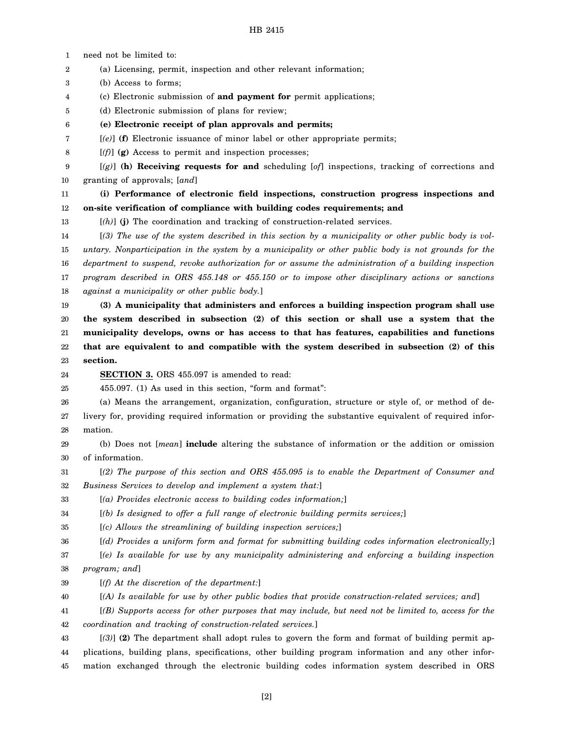need not be limited to:

(a) Licensing, permit, inspection and other relevant information;

(b) Access to forms;

(c) Electronic submission of **and payment for** permit applications;

(d) Electronic submission of plans for review;

**(e) Electronic receipt of plan approvals and permits;**

[*(e)*] **(f)** Electronic issuance of minor label or other appropriate permits;

[*(f)*] **(g)** Access to permit and inspection processes;

[*(g)*] **(h) Receiving requests for and** scheduling [*of*] inspections, tracking of corrections and granting of approvals; [*and*]

**(i) Performance of electronic field inspections, construction progress inspections and on-site verification of compliance with building codes requirements; and**

[*(h)*] **(j)** The coordination and tracking of construction-related services.

[*(3) The use of the system described in this section by a municipality or other public body is voluntary. Nonparticipation in the system by a municipality or other public body is not grounds for the department to suspend, revoke authorization for or assume the administration of a building inspection program described in ORS 455.148 or 455.150 or to impose other disciplinary actions or sanctions against a municipality or other public body.*]

**(3) A municipality that administers and enforces a building inspection program shall use the system described in subsection (2) of this section or shall use a system that the municipality develops, owns or has access to that has features, capabilities and functions that are equivalent to and compatible with the system described in subsection (2) of this section.**

**SECTION 3.** ORS 455.097 is amended to read:

455.097. (1) As used in this section, "form and format":

(a) Means the arrangement, organization, configuration, structure or style of, or method of delivery for, providing required information or providing the substantive equivalent of required information.

(b) Does not [*mean*] **include** altering the substance of information or the addition or omission of information.

[*(2) The purpose of this section and ORS 455.095 is to enable the Department of Consumer and Business Services to develop and implement a system that:*]

[*(a) Provides electronic access to building codes information;*]

[*(b) Is designed to offer a full range of electronic building permits services;*]

[*(c) Allows the streamlining of building inspection services;*]

[*(d) Provides a uniform form and format for submitting building codes information electronically;*]

[*(e) Is available for use by any municipality administering and enforcing a building inspection program; and*]

[*(f) At the discretion of the department:*]

[*(A) Is available for use by other public bodies that provide construction-related services; and*]

[*(B) Supports access for other purposes that may include, but need not be limited to, access for the coordination and tracking of construction-related services.*]

[*(3)*] **(2)** The department shall adopt rules to govern the form and format of building permit applications, building plans, specifications, other building program information and any other information exchanged through the electronic building codes information system described in ORS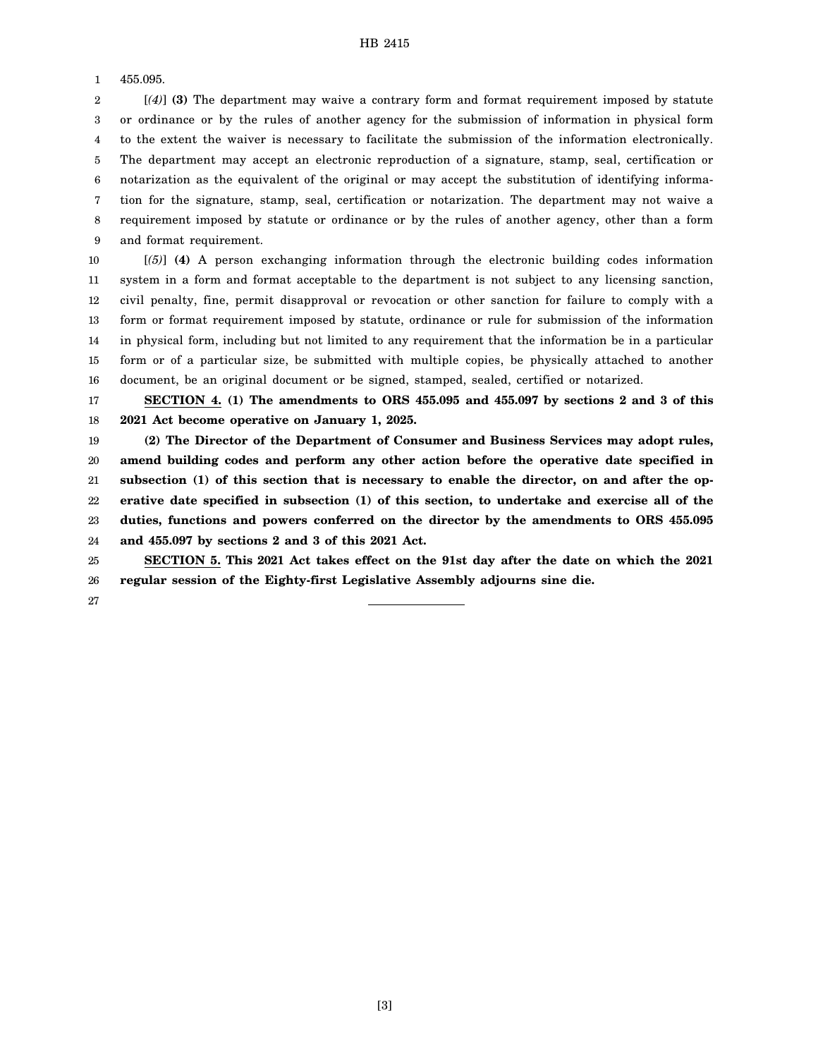455.095.

[*(4)*] **(3)** The department may waive a contrary form and format requirement imposed by statute or ordinance or by the rules of another agency for the submission of information in physical form to the extent the waiver is necessary to facilitate the submission of the information electronically. The department may accept an electronic reproduction of a signature, stamp, seal, certification or notarization as the equivalent of the original or may accept the substitution of identifying information for the signature, stamp, seal, certification or notarization. The department may not waive a requirement imposed by statute or ordinance or by the rules of another agency, other than a form and format requirement.

[*(5)*] **(4)** A person exchanging information through the electronic building codes information system in a form and format acceptable to the department is not subject to any licensing sanction, civil penalty, fine, permit disapproval or revocation or other sanction for failure to comply with a form or format requirement imposed by statute, ordinance or rule for submission of the information in physical form, including but not limited to any requirement that the information be in a particular form or of a particular size, be submitted with multiple copies, be physically attached to another document, be an original document or be signed, stamped, sealed, certified or notarized.

**SECTION 4. (1) The amendments to ORS 455.095 and 455.097 by sections 2 and 3 of this 2021 Act become operative on January 1, 2025.**

**(2) The Director of the Department of Consumer and Business Services may adopt rules, amend building codes and perform any other action before the operative date specified in subsection (1) of this section that is necessary to enable the director, on and after the operative date specified in subsection (1) of this section, to undertake and exercise all of the duties, functions and powers conferred on the director by the amendments to ORS 455.095 and 455.097 by sections 2 and 3 of this 2021 Act.**

**SECTION 5. This 2021 Act takes effect on the 91st day after the date on which the 2021 regular session of the Eighty-first Legislative Assembly adjourns sine die.**